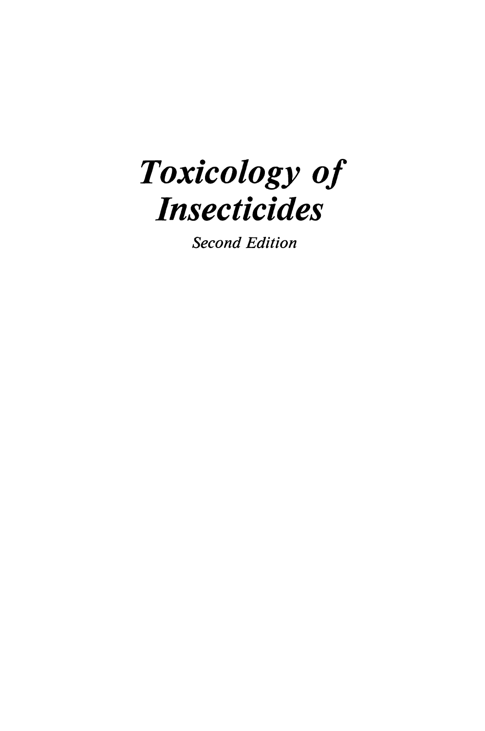# *Toxicology of Insecticides*

*Second Edition*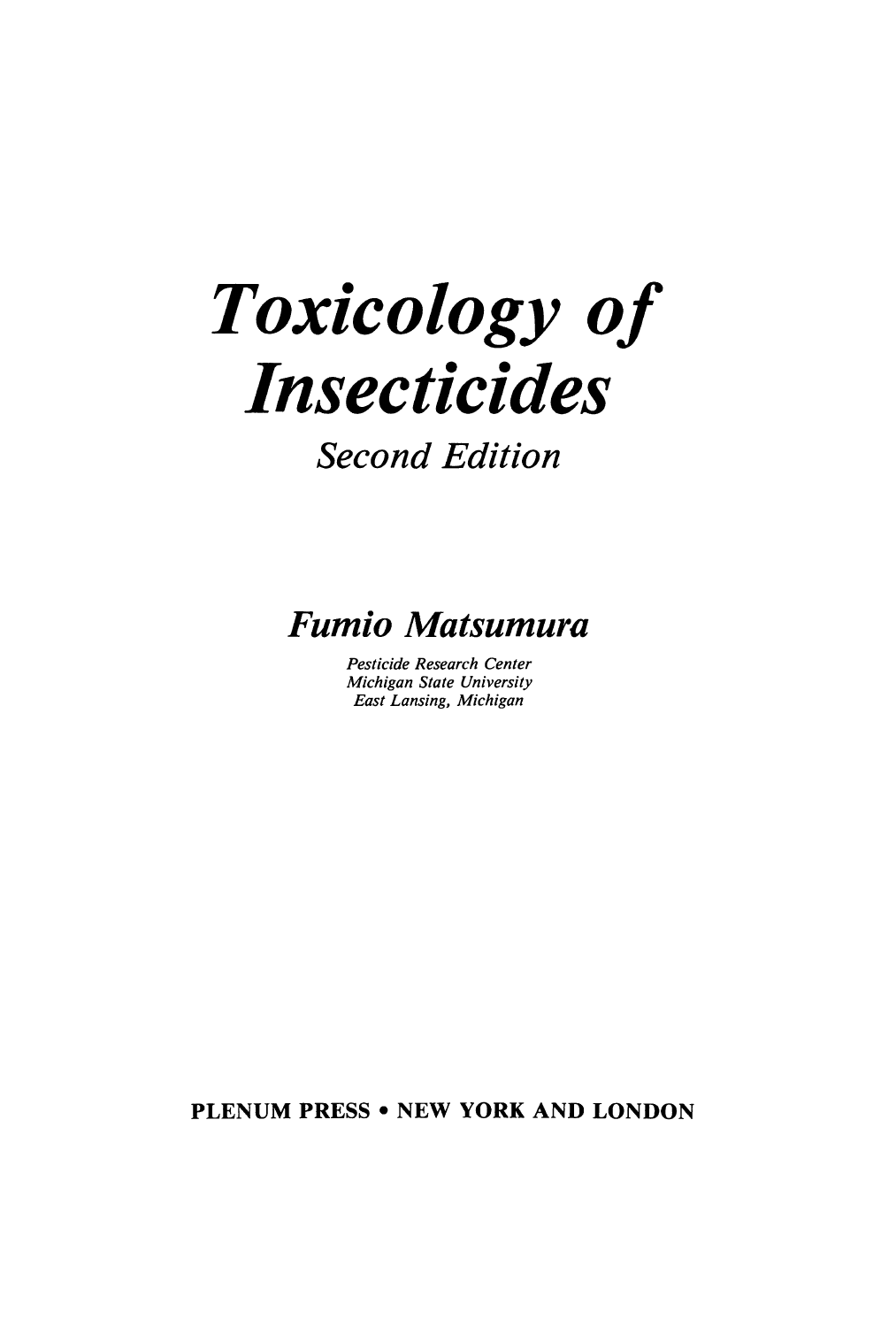# *Toxicology of Insecticides*

## *Second Edition*

### *Fumio Matsumura*

*Pesticide Research Center*
*Michigan State University*
*East Lansing, Michigan*

**PLENUM PRESS • NEW YORK AND LONDON**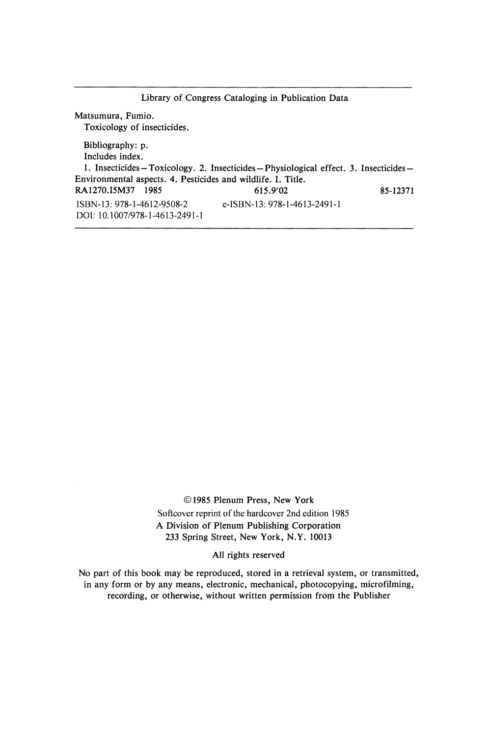Library of Congress Cataloging in Publication Data

Matsumura, Fumio.
Toxicology of insecticides.

Bibliography: p.
Includes index.
1. Insecticides—Toxicology. 2. Insecticides—Physiological effect. 3. Insecticides—Environmental aspects. 4. Pesticides and wildlife. I. Title.
RA1270.I5M37 1985 615.9′02 85-12371

ISBN-13: 978-1-4612-9508-2 e-ISBN-13: 978-1-4613-2491-1
DOI: 10.1007/978-1-4613-2491-1

©1985 Plenum Press, New York
Softcover reprint of the hardcover 2nd edition 1985
A Division of Plenum Publishing Corporation
233 Spring Street, New York, N.Y. 10013

All rights reserved

No part of this book may be reproduced, stored in a retrieval system, or transmitted, in any form or by any means, electronic, mechanical, photocopying, microfilming, recording, or otherwise, without written permission from the Publisher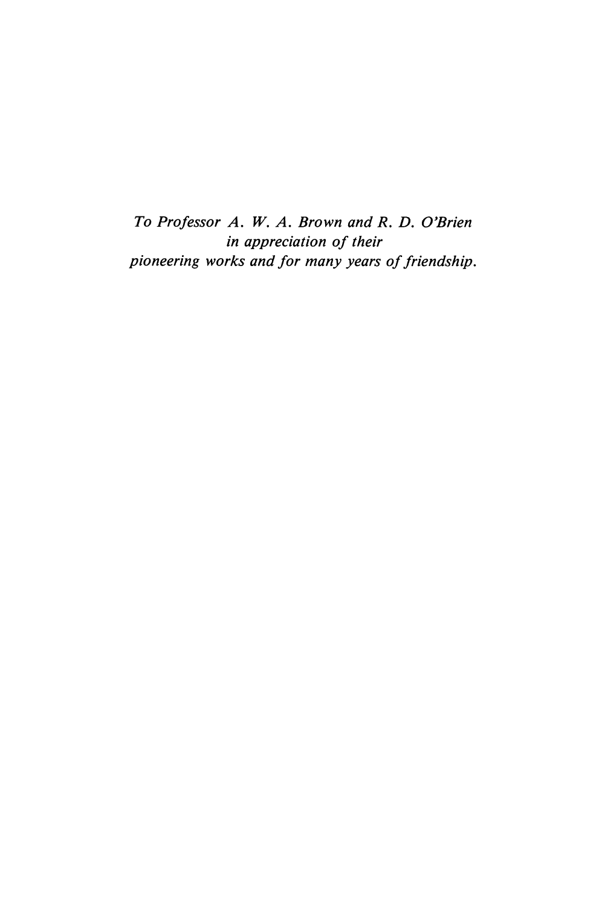*To Professor A. W. A. Brown and R. D. O'Brien*
*in appreciation of their*
*pioneering works and for many years of friendship.*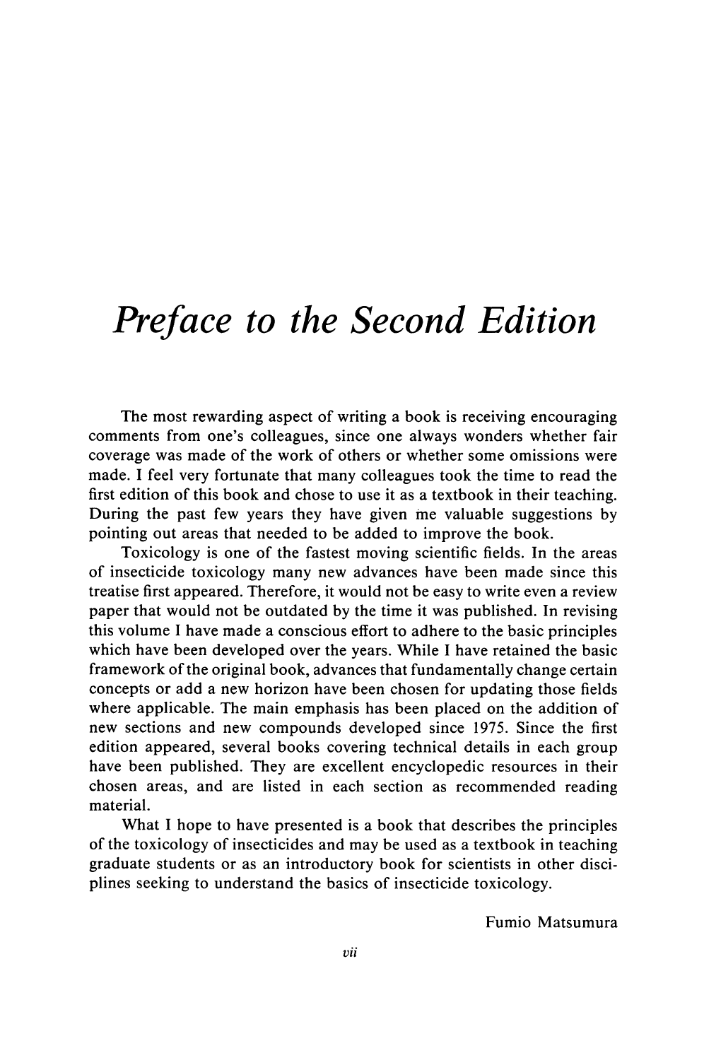# *Preface to the Second Edition*

The most rewarding aspect of writing a book is receiving encouraging comments from one's colleagues, since one always wonders whether fair coverage was made of the work of others or whether some omissions were made. I feel very fortunate that many colleagues took the time to read the first edition of this book and chose to use it as a textbook in their teaching. During the past few years they have given me valuable suggestions by pointing out areas that needed to be added to improve the book.

Toxicology is one of the fastest moving scientific fields. In the areas of insecticide toxicology many new advances have been made since this treatise first appeared. Therefore, it would not be easy to write even a review paper that would not be outdated by the time it was published. In revising this volume I have made a conscious effort to adhere to the basic principles which have been developed over the years. While I have retained the basic framework of the original book, advances that fundamentally change certain concepts or add a new horizon have been chosen for updating those fields where applicable. The main emphasis has been placed on the addition of new sections and new compounds developed since 1975. Since the first edition appeared, several books covering technical details in each group have been published. They are excellent encyclopedic resources in their chosen areas, and are listed in each section as recommended reading material.

What I hope to have presented is a book that describes the principles of the toxicology of insecticides and may be used as a textbook in teaching graduate students or as an introductory book for scientists in other disciplines seeking to understand the basics of insecticide toxicology.

Fumio Matsumura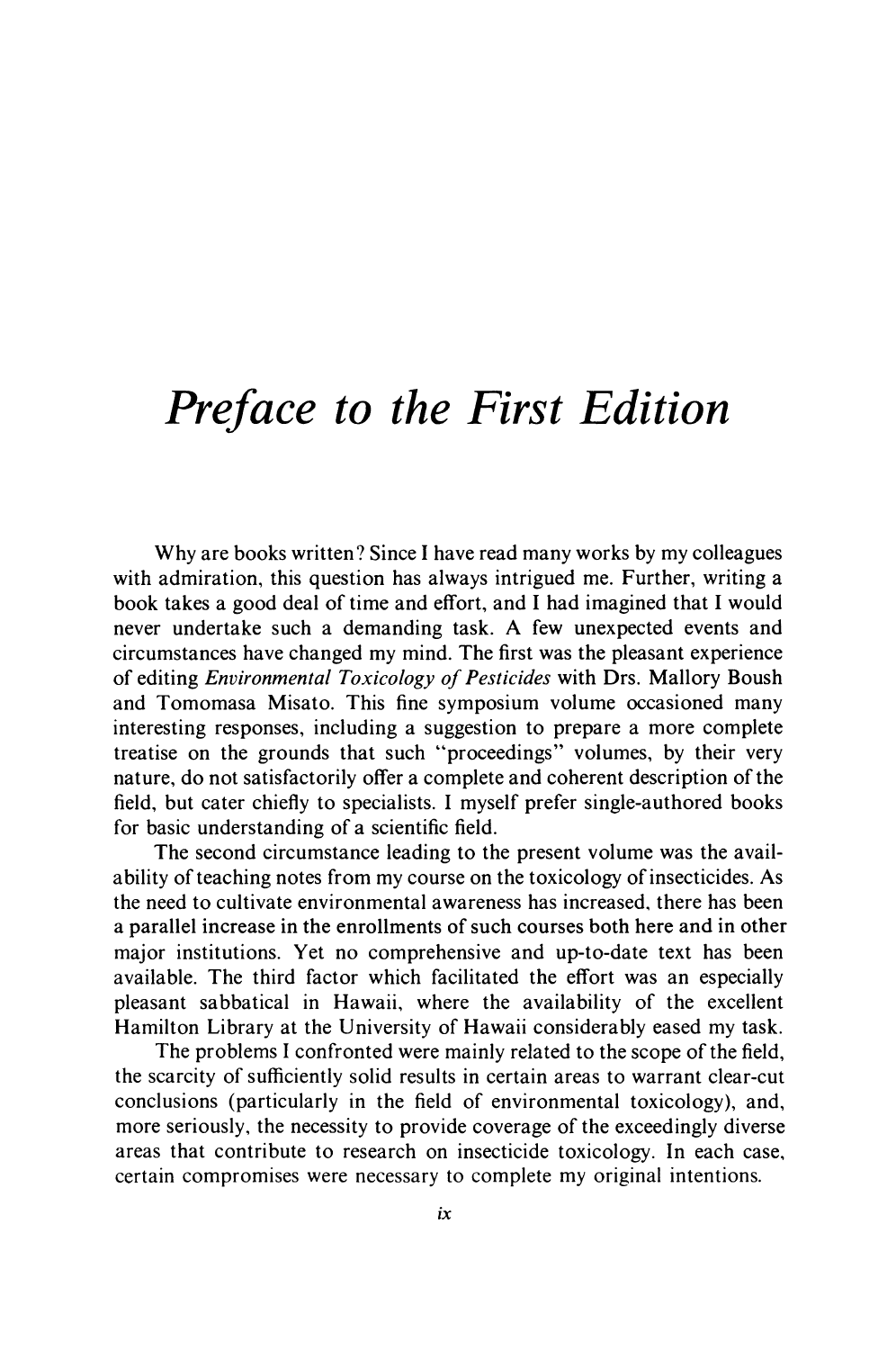# *Preface to the First Edition*

Why are books written? Since I have read many works by my colleagues with admiration, this question has always intrigued me. Further, writing a book takes a good deal of time and effort, and I had imagined that I would never undertake such a demanding task. A few unexpected events and circumstances have changed my mind. The first was the pleasant experience of editing *Environmental Toxicology of Pesticides* with Drs. Mallory Boush and Tomomasa Misato. This fine symposium volume occasioned many interesting responses, including a suggestion to prepare a more complete treatise on the grounds that such "proceedings" volumes, by their very nature, do not satisfactorily offer a complete and coherent description of the field, but cater chiefly to specialists. I myself prefer single-authored books for basic understanding of a scientific field.

The second circumstance leading to the present volume was the availability of teaching notes from my course on the toxicology of insecticides. As the need to cultivate environmental awareness has increased, there has been a parallel increase in the enrollments of such courses both here and in other major institutions. Yet no comprehensive and up-to-date text has been available. The third factor which facilitated the effort was an especially pleasant sabbatical in Hawaii, where the availability of the excellent Hamilton Library at the University of Hawaii considerably eased my task.

The problems I confronted were mainly related to the scope of the field, the scarcity of sufficiently solid results in certain areas to warrant clear-cut conclusions (particularly in the field of environmental toxicology), and, more seriously, the necessity to provide coverage of the exceedingly diverse areas that contribute to research on insecticide toxicology. In each case, certain compromises were necessary to complete my original intentions.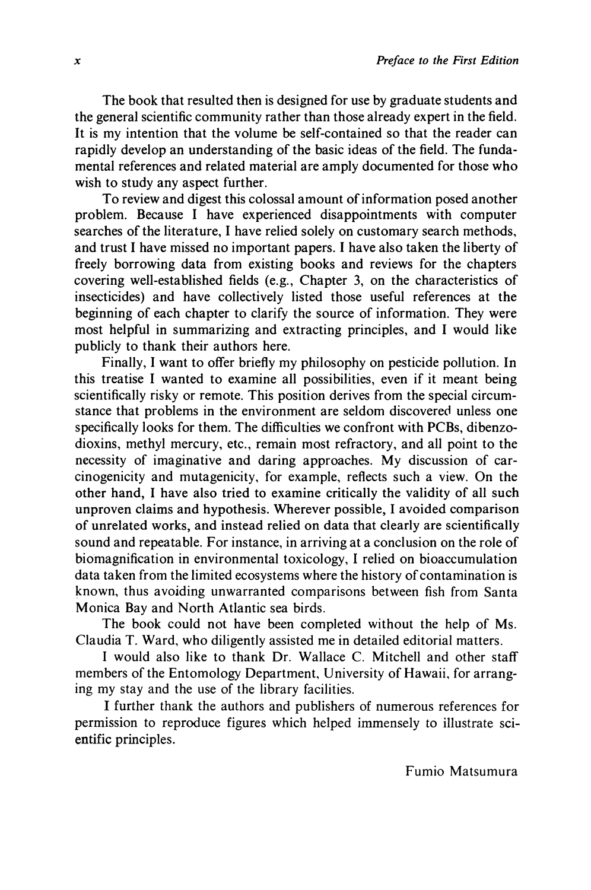The book that resulted then is designed for use by graduate students and the general scientific community rather than those already expert in the field. It is my intention that the volume be self-contained so that the reader can rapidly develop an understanding of the basic ideas of the field. The fundamental references and related material are amply documented for those who wish to study any aspect further.

To review and digest this colossal amount of information posed another problem. Because I have experienced disappointments with computer searches of the literature, I have relied solely on customary search methods, and trust I have missed no important papers. I have also taken the liberty of freely borrowing data from existing books and reviews for the chapters covering well-established fields (e.g., Chapter 3, on the characteristics of insecticides) and have collectively listed those useful references at the beginning of each chapter to clarify the source of information. They were most helpful in summarizing and extracting principles, and I would like publicly to thank their authors here.

Finally, I want to offer briefly my philosophy on pesticide pollution. In this treatise I wanted to examine all possibilities, even if it meant being scientifically risky or remote. This position derives from the special circumstance that problems in the environment are seldom discovered unless one specifically looks for them. The difficulties we confront with PCBs, dibenzodioxins, methyl mercury, etc., remain most refractory, and all point to the necessity of imaginative and daring approaches. My discussion of carcinogenicity and mutagenicity, for example, reflects such a view. On the other hand, I have also tried to examine critically the validity of all such unproven claims and hypothesis. Wherever possible, I avoided comparison of unrelated works, and instead relied on data that clearly are scientifically sound and repeatable. For instance, in arriving at a conclusion on the role of biomagnification in environmental toxicology, I relied on bioaccumulation data taken from the limited ecosystems where the history of contamination is known, thus avoiding unwarranted comparisons between fish from Santa Monica Bay and North Atlantic sea birds.

The book could not have been completed without the help of Ms. Claudia T. Ward, who diligently assisted me in detailed editorial matters.

I would also like to thank Dr. Wallace C. Mitchell and other staff members of the Entomology Department, University of Hawaii, for arranging my stay and the use of the library facilities.

I further thank the authors and publishers of numerous references for permission to reproduce figures which helped immensely to illustrate scientific principles.

Fumio Matsumura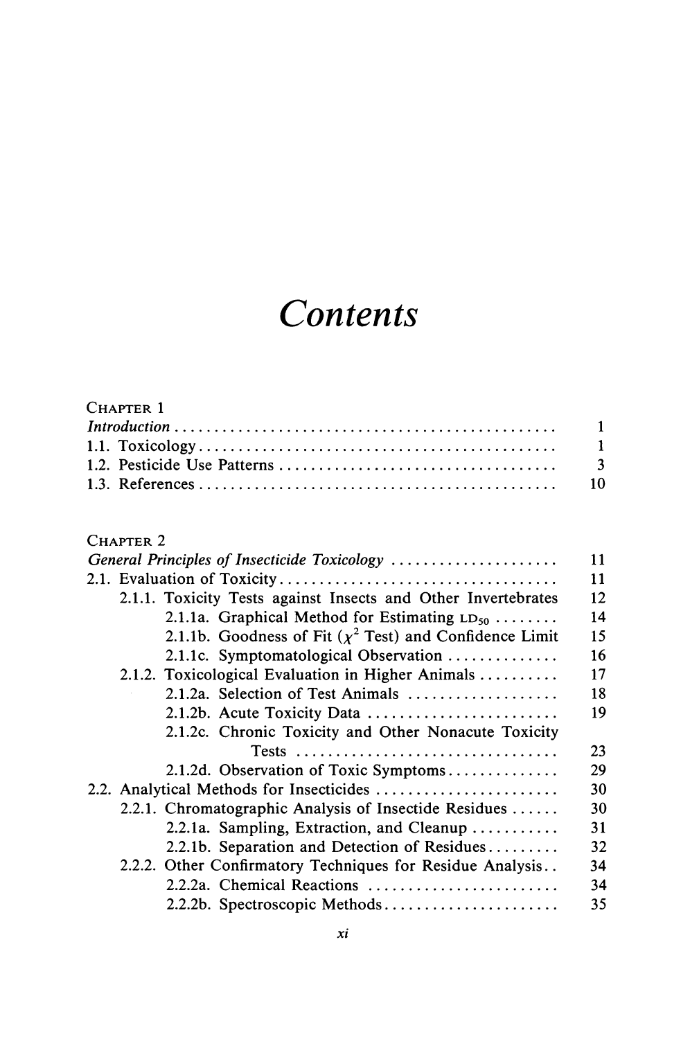# Contents

CHAPTER 1

*Introduction* ........................................................ 1

1.1. Toxicology ........................................................ 1

1.2. Pesticide Use Patterns ........................................................ 3

1.3. References ........................................................ 10

CHAPTER 2

*General Principles of Insecticide Toxicology* ........................................................ 11

2.1. Evaluation of Toxicity ........................................................ 11

2.1.1. Toxicity Tests against Insects and Other Invertebrates 12

2.1.1a. Graphical Method for Estimating $LD_{50}$ ........ 14

2.1.1b. Goodness of Fit ($\chi^2$ Test) and Confidence Limit 15

2.1.1c. Symptomatological Observation ........................................................ 16

2.1.2. Toxicological Evaluation in Higher Animals ........................................................ 17

2.1.2a. Selection of Test Animals ........................................................ 18

2.1.2b. Acute Toxicity Data ........................................................ 19

2.1.2c. Chronic Toxicity and Other Nonacute Toxicity Tests ........................................................ 23

2.1.2d. Observation of Toxic Symptoms ........................................................ 29

2.2. Analytical Methods for Insecticides ........................................................ 30

2.2.1. Chromatographic Analysis of Insectide Residues ........ 30

2.2.1a. Sampling, Extraction, and Cleanup ........................................................ 31

2.2.1b. Separation and Detection of Residues ........................................................ 32

2.2.2. Other Confirmatory Techniques for Residue Analysis.. 34

2.2.2a. Chemical Reactions ........................................................ 34

2.2.2b. Spectroscopic Methods ........................................................ 35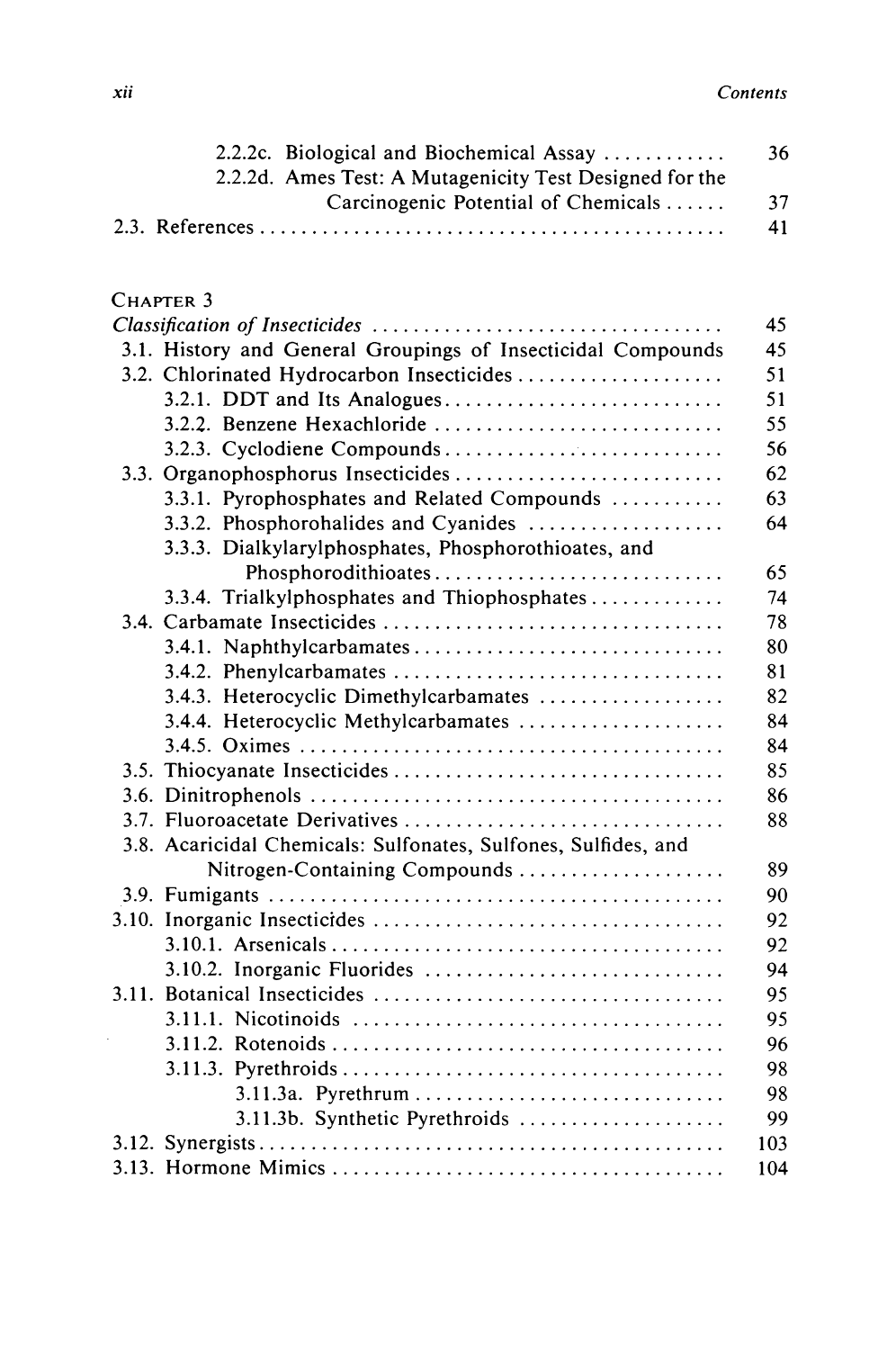2.2.2c. Biological and Biochemical Assay ............ 36
2.2.2d. Ames Test: A Mutagenicity Test Designed for the Carcinogenic Potential of Chemicals ...... 37
2.3. References ............................................ 41

CHAPTER 3
*Classification of Insecticides* .................................. 45
3.1. History and General Groupings of Insecticidal Compounds 45
3.2. Chlorinated Hydrocarbon Insecticides .................... 51
3.2.1. DDT and Its Analogues .......................... 51
3.2.2. Benzene Hexachloride ............................ 55
3.2.3. Cyclodiene Compounds ........................... 56
3.3. Organophosphorus Insecticides .......................... 62
3.3.1. Pyrophosphates and Related Compounds .......... 63
3.3.2. Phosphorohalides and Cyanides ................... 64
3.3.3. Dialkylarylphosphates, Phosphorothioates, and Phosphorodithioates ........................... 65
3.3.4. Trialkylphosphates and Thiophosphates ............ 74
3.4. Carbamate Insecticides ................................ 78
3.4.1. Naphthylcarbamates .............................. 80
3.4.2. Phenylcarbamates ................................ 81
3.4.3. Heterocyclic Dimethylcarbamates ................. 82
3.4.4. Heterocyclic Methylcarbamates ................... 84
3.4.5. Oximes ........................................ 84
3.5. Thiocyanate Insecticides ............................... 85
3.6. Dinitrophenols ....................................... 86
3.7. Fluoroacetate Derivatives .............................. 88
3.8. Acaricidal Chemicals: Sulfonates, Sulfones, Sulfides, and Nitrogen-Containing Compounds .................... 89
3.9. Fumigants ........................................... 90
3.10. Inorganic Insecticides ................................. 92
3.10.1. Arsenicals ...................................... 92
3.10.2. Inorganic Fluorides ............................. 94
3.11. Botanical Insecticides ................................. 95
3.11.1. Nicotinoids .................................... 95
3.11.2. Rotenoids ...................................... 96
3.11.3. Pyrethroids ..................................... 98
3.11.3a. Pyrethrum .............................. 98
3.11.3b. Synthetic Pyrethroids .................... 99
3.12. Synergists ............................................ 103
3.13. Hormone Mimics ...................................... 104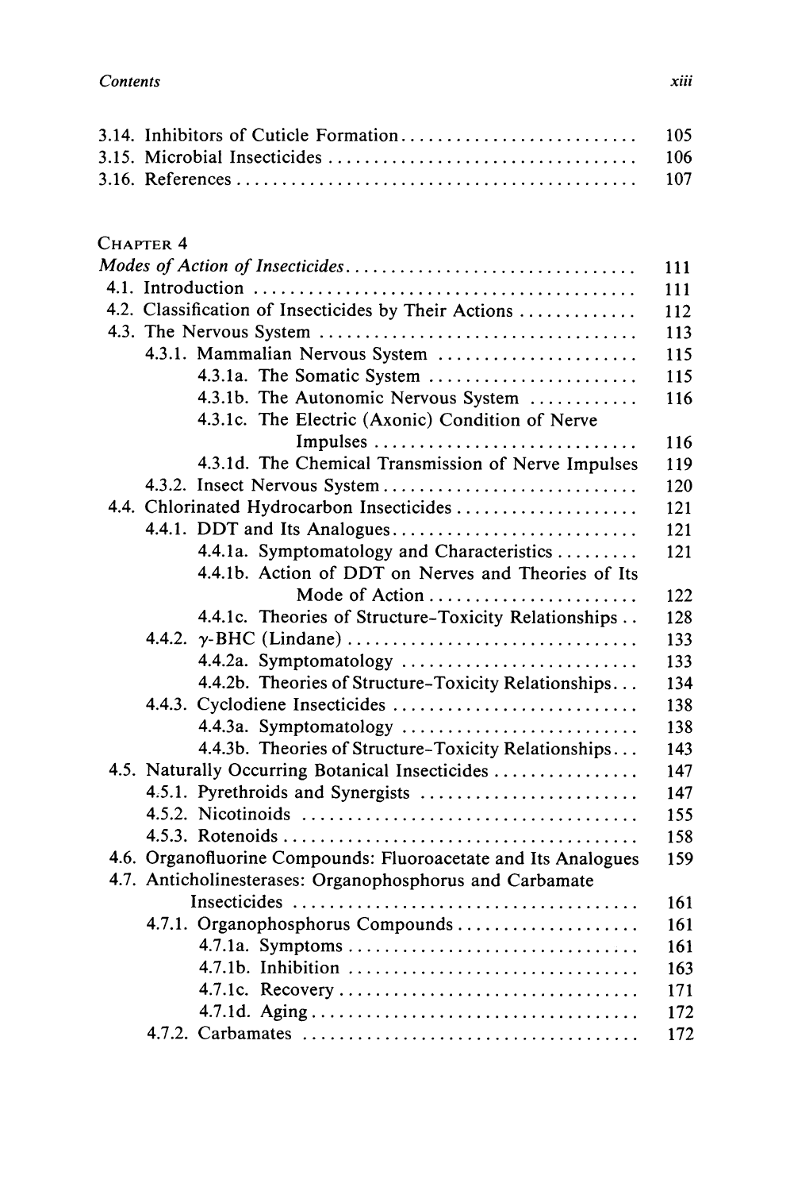3.14. Inhibitors of Cuticle Formation .......................... 105
3.15. Microbial Insecticides .................................. 106
3.16. References ............................................. 107

## Chapter 4

*Modes of Action of Insecticides* ................................ 111

- 4.1. Introduction .......................................... 111
- 4.2. Classification of Insecticides by Their Actions ............. 112
- 4.3. The Nervous System .................................... 113
  - 4.3.1. Mammalian Nervous System ......................... 115
    - 4.3.1a. The Somatic System ........................... 115
    - 4.3.1b. The Autonomic Nervous System ................. 116
    - 4.3.1c. The Electric (Axonic) Condition of Nerve Impulses ............................ 116
    - 4.3.1d. The Chemical Transmission of Nerve Impulses 119
  - 4.3.2. Insect Nervous System ............................. 120
- 4.4. Chlorinated Hydrocarbon Insecticides ..................... 121
  - 4.4.1. DDT and Its Analogues ............................ 121
    - 4.4.1a. Symptomatology and Characteristics ......... 121
    - 4.4.1b. Action of DDT on Nerves and Theories of Its Mode of Action ....................... 122
    - 4.4.1c. Theories of Structure-Toxicity Relationships .. 128
  - 4.4.2. γ-BHC (Lindane) ................................ 133
    - 4.4.2a. Symptomatology .......................... 133
    - 4.4.2b. Theories of Structure-Toxicity Relationships... 134
  - 4.4.3. Cyclodiene Insecticides ........................... 138
    - 4.4.3a. Symptomatology .......................... 138
    - 4.4.3b. Theories of Structure-Toxicity Relationships... 143
- 4.5. Naturally Occurring Botanical Insecticides ................ 147
  - 4.5.1. Pyrethroids and Synergists ........................ 147
  - 4.5.2. Nicotinoids ..................................... 155
  - 4.5.3. Rotenoids ....................................... 158
- 4.6. Organofluorine Compounds: Fluoroacetate and Its Analogues 159
- 4.7. Anticholinesterases: Organophosphorus and Carbamate Insecticides ...................................... 161
  - 4.7.1. Organophosphorus Compounds .................... 161
    - 4.7.1a. Symptoms ................................ 161
    - 4.7.1b. Inhibition ................................ 163
    - 4.7.1c. Recovery ................................. 171
    - 4.7.1d. Aging .................................... 172
  - 4.7.2. Carbamates ..................................... 172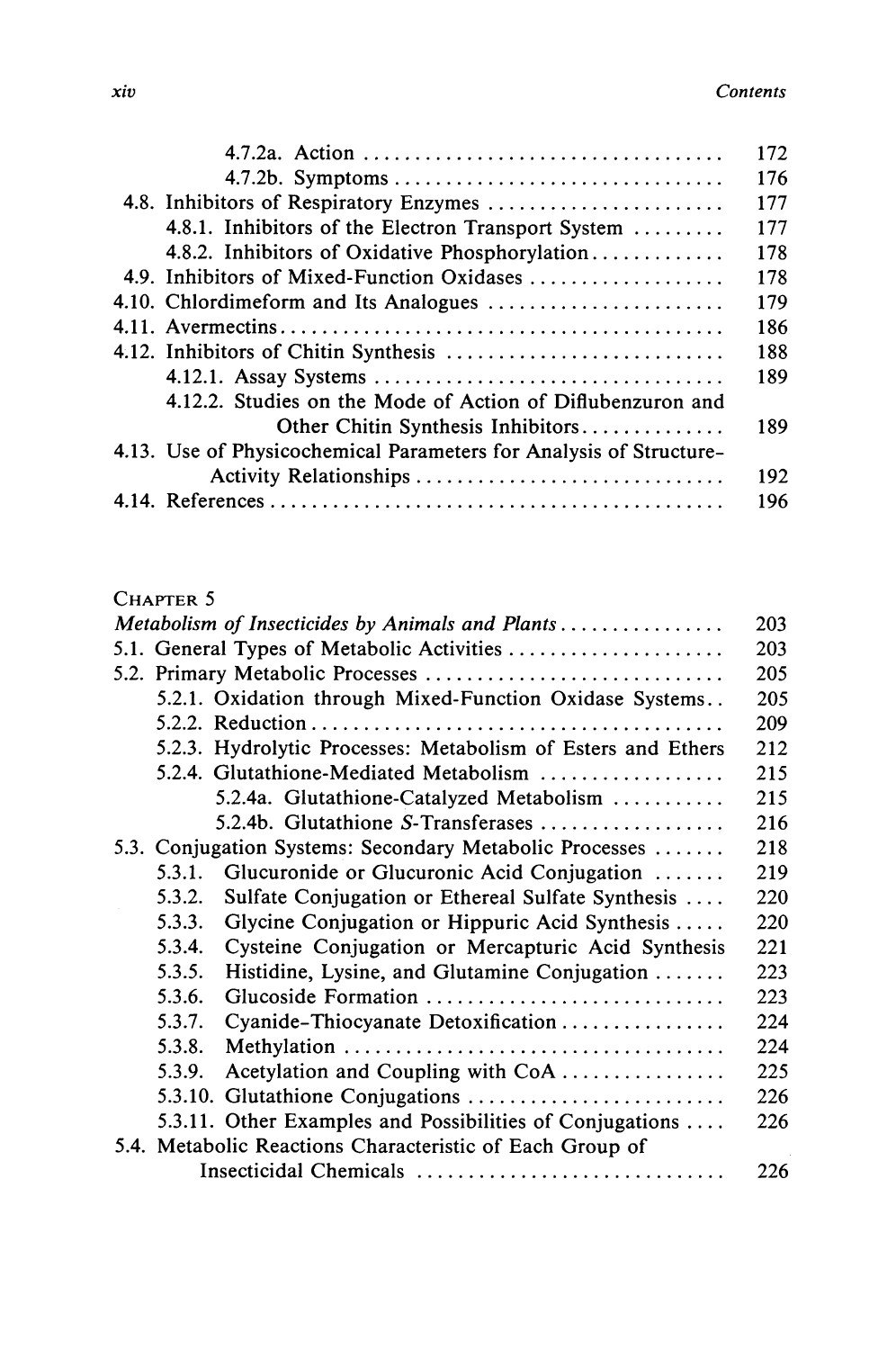| | |
|---|---|
| 4.7.2a. Action | 172 |
| 4.7.2b. Symptoms | 176 |
| 4.8. Inhibitors of Respiratory Enzymes | 177 |
| 4.8.1. Inhibitors of the Electron Transport System | 177 |
| 4.8.2. Inhibitors of Oxidative Phosphorylation | 178 |
| 4.9. Inhibitors of Mixed-Function Oxidases | 178 |
| 4.10. Chlordimeform and Its Analogues | 179 |
| 4.11. Avermectins | 186 |
| 4.12. Inhibitors of Chitin Synthesis | 188 |
| 4.12.1. Assay Systems | 189 |
| 4.12.2. Studies on the Mode of Action of Diflubenzuron and Other Chitin Synthesis Inhibitors | 189 |
| 4.13. Use of Physicochemical Parameters for Analysis of Structure-Activity Relationships | 192 |
| 4.14. References | 196 |

CHAPTER 5

| | |
|---|---|
| *Metabolism of Insecticides by Animals and Plants* | 203 |
| 5.1. General Types of Metabolic Activities | 203 |
| 5.2. Primary Metabolic Processes | 205 |
| 5.2.1. Oxidation through Mixed-Function Oxidase Systems | 205 |
| 5.2.2. Reduction | 209 |
| 5.2.3. Hydrolytic Processes: Metabolism of Esters and Ethers | 212 |
| 5.2.4. Glutathione-Mediated Metabolism | 215 |
| 5.2.4a. Glutathione-Catalyzed Metabolism | 215 |
| 5.2.4b. Glutathione *S*-Transferases | 216 |
| 5.3. Conjugation Systems: Secondary Metabolic Processes | 218 |
| 5.3.1. Glucuronide or Glucuronic Acid Conjugation | 219 |
| 5.3.2. Sulfate Conjugation or Ethereal Sulfate Synthesis | 220 |
| 5.3.3. Glycine Conjugation or Hippuric Acid Synthesis | 220 |
| 5.3.4. Cysteine Conjugation or Mercapturic Acid Synthesis | 221 |
| 5.3.5. Histidine, Lysine, and Glutamine Conjugation | 223 |
| 5.3.6. Glucoside Formation | 223 |
| 5.3.7. Cyanide–Thiocyanate Detoxification | 224 |
| 5.3.8. Methylation | 224 |
| 5.3.9. Acetylation and Coupling with CoA | 225 |
| 5.3.10. Glutathione Conjugations | 226 |
| 5.3.11. Other Examples and Possibilities of Conjugations | 226 |
| 5.4. Metabolic Reactions Characteristic of Each Group of Insecticidal Chemicals | 226 |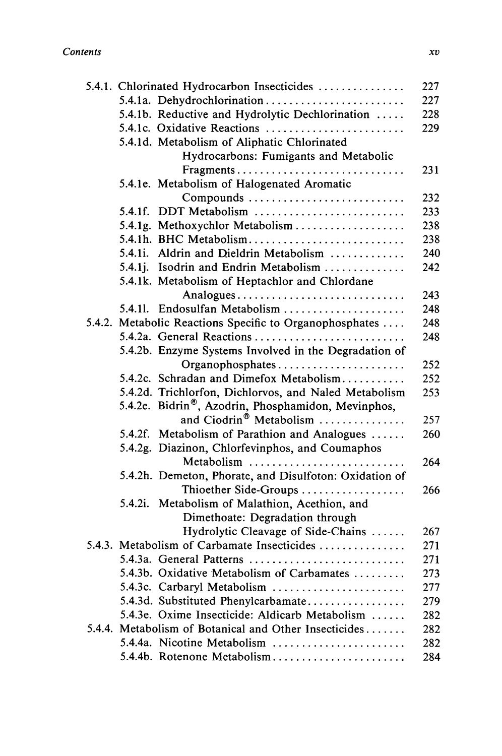5.4.1. Chlorinated Hydrocarbon Insecticides .............. 227
- 5.4.1a. Dehydrochlorination ........................ 227
- 5.4.1b. Reductive and Hydrolytic Dechlorination ..... 228
- 5.4.1c. Oxidative Reactions ........................ 229
- 5.4.1d. Metabolism of Aliphatic Chlorinated Hydrocarbons: Fumigants and Metabolic Fragments ............................ 231
- 5.4.1e. Metabolism of Halogenated Aromatic Compounds ........................... 232
- 5.4.1f. DDT Metabolism .......................... 233
- 5.4.1g. Methoxychlor Metabolism ................... 238
- 5.4.1h. BHC Metabolism ........................... 238
- 5.4.1i. Aldrin and Dieldrin Metabolism ............. 240
- 5.4.1j. Isodrin and Endrin Metabolism .............. 242
- 5.4.1k. Metabolism of Heptachlor and Chlordane Analogues ............................ 243
- 5.4.1l. Endosulfan Metabolism ..................... 248

5.4.2. Metabolic Reactions Specific to Organophosphates .... 248
- 5.4.2a. General Reactions .......................... 248
- 5.4.2b. Enzyme Systems Involved in the Degradation of Organophosphates ...................... 252
- 5.4.2c. Schradan and Dimefox Metabolism ........... 252
- 5.4.2d. Trichlorfon, Dichlorvos, and Naled Metabolism 253
- 5.4.2e. Bidrin®, Azodrin, Phosphamidon, Mevinphos, and Ciodrin® Metabolism ............... 257
- 5.4.2f. Metabolism of Parathion and Analogues ...... 260
- 5.4.2g. Diazinon, Chlorfevinphos, and Coumaphos Metabolism ........................... 264
- 5.4.2h. Demeton, Phorate, and Disulfoton: Oxidation of Thioether Side-Groups .................. 266
- 5.4.2i. Metabolism of Malathion, Acethion, and Dimethoate: Degradation through Hydrolytic Cleavage of Side-Chains ...... 267

5.4.3. Metabolism of Carbamate Insecticides .............. 271
- 5.4.3a. General Patterns ........................... 271
- 5.4.3b. Oxidative Metabolism of Carbamates ......... 273
- 5.4.3c. Carbaryl Metabolism ....................... 277
- 5.4.3d. Substituted Phenylcarbamate ................. 279
- 5.4.3e. Oxime Insecticide: Aldicarb Metabolism ...... 282

5.4.4. Metabolism of Botanical and Other Insecticides ....... 282
- 5.4.4a. Nicotine Metabolism ....................... 282
- 5.4.4b. Rotenone Metabolism ....................... 284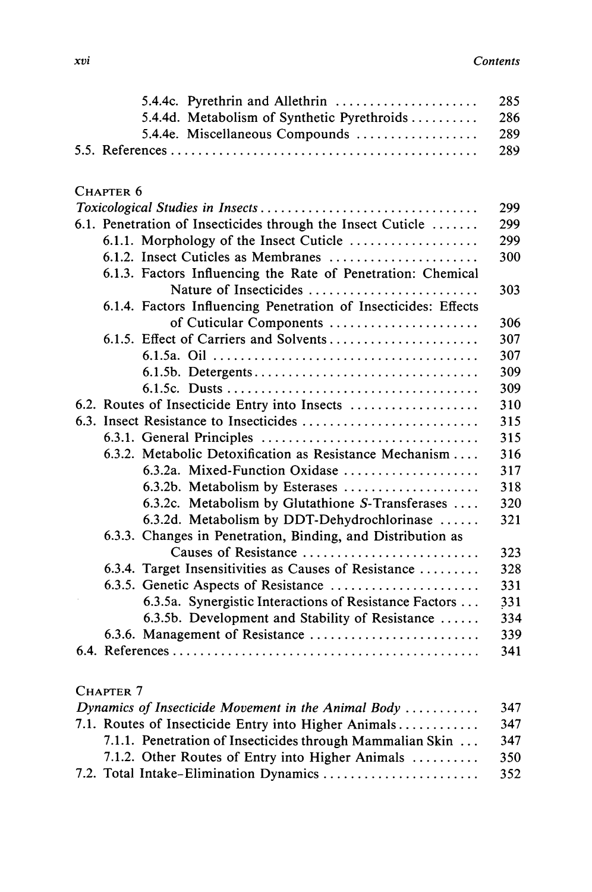5.4.4c. Pyrethrin and Allethrin ..................... 285
5.4.4d. Metabolism of Synthetic Pyrethroids .......... 286
5.4.4e. Miscellaneous Compounds .................. 289
5.5. References ............................................. 289

CHAPTER 6
*Toxicological Studies in Insects* ................................ 299
6.1. Penetration of Insecticides through the Insect Cuticle ....... 299
6.1.1. Morphology of the Insect Cuticle ................... 299
6.1.2. Insect Cuticles as Membranes ...................... 300
6.1.3. Factors Influencing the Rate of Penetration: Chemical Nature of Insecticides ......................... 303
6.1.4. Factors Influencing Penetration of Insecticides: Effects of Cuticular Components ...................... 306
6.1.5. Effect of Carriers and Solvents ...................... 307
6.1.5a. Oil ....................................... 307
6.1.5b. Detergents................................. 309
6.1.5c. Dusts ..................................... 309
6.2. Routes of Insecticide Entry into Insects ................... 310
6.3. Insect Resistance to Insecticides .......................... 315
6.3.1. General Principles ................................ 315
6.3.2. Metabolic Detoxification as Resistance Mechanism .... 316
6.3.2a. Mixed-Function Oxidase .................... 317
6.3.2b. Metabolism by Esterases .................... 318
6.3.2c. Metabolism by Glutathione *S*-Transferases .... 320
6.3.2d. Metabolism by DDT-Dehydrochlorinase ...... 321
6.3.3. Changes in Penetration, Binding, and Distribution as Causes of Resistance .......................... 323
6.3.4. Target Insensitivities as Causes of Resistance ......... 328
6.3.5. Genetic Aspects of Resistance ...................... 331
6.3.5a. Synergistic Interactions of Resistance Factors ... 331
6.3.5b. Development and Stability of Resistance ...... 334
6.3.6. Management of Resistance ......................... 339
6.4. References ............................................. 341

CHAPTER 7
*Dynamics of Insecticide Movement in the Animal Body* .......... 347
7.1. Routes of Insecticide Entry into Higher Animals............ 347
7.1.1. Penetration of Insecticides through Mammalian Skin ... 347
7.1.2. Other Routes of Entry into Higher Animals .......... 350
7.2. Total Intake–Elimination Dynamics ....................... 352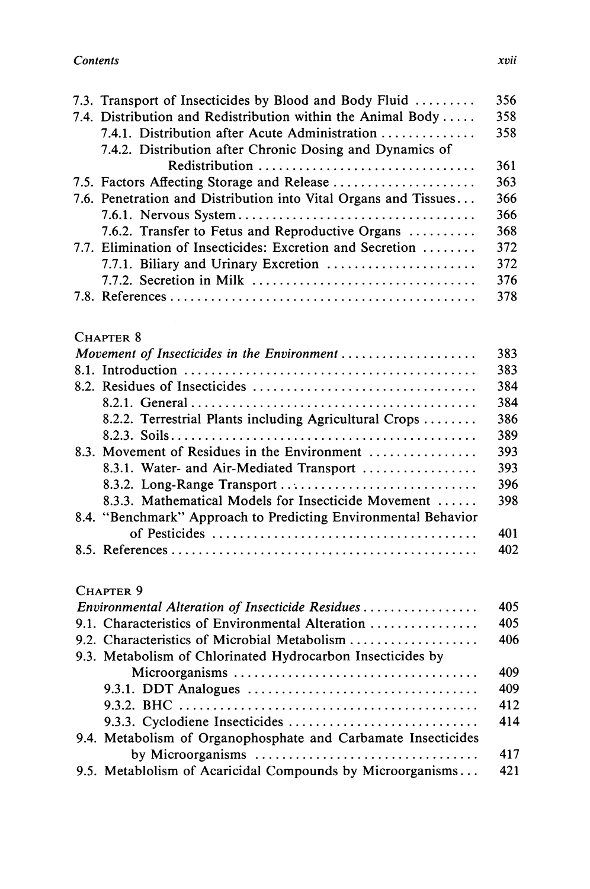7.3. Transport of Insecticides by Blood and Body Fluid ......... 356
7.4. Distribution and Redistribution within the Animal Body ..... 358
    7.4.1. Distribution after Acute Administration .............. 358
    7.4.2. Distribution after Chronic Dosing and Dynamics of Redistribution .............................. 361
7.5. Factors Affecting Storage and Release ..................... 363
7.6. Penetration and Distribution into Vital Organs and Tissues... 366
    7.6.1. Nervous System.................................. 366
    7.6.2. Transfer to Fetus and Reproductive Organs .......... 368
7.7. Elimination of Insecticides: Excretion and Secretion ........ 372
    7.7.1. Biliary and Urinary Excretion ...................... 372
    7.7.2. Secretion in Milk ................................ 376
7.8. References ............................................ 378

CHAPTER 8

*Movement of Insecticides in the Environment* .................... 383
8.1. Introduction .......................................... 383
8.2. Residues of Insecticides ................................ 384
    8.2.1. General.......................................... 384
    8.2.2. Terrestrial Plants including Agricultural Crops ........ 386
    8.2.3. Soils............................................ 389
8.3. Movement of Residues in the Environment ............... 393
    8.3.1. Water- and Air-Mediated Transport ................. 393
    8.3.2. Long-Range Transport ........................... 396
    8.3.3. Mathematical Models for Insecticide Movement ...... 398
8.4. "Benchmark" Approach to Predicting Environmental Behavior of Pesticides ...................................... 401
8.5. References ............................................ 402

CHAPTER 9

*Environmental Alteration of Insecticide Residues* ................ 405
9.1. Characteristics of Environmental Alteration ................ 405
9.2. Characteristics of Microbial Metabolism ................... 406
9.3. Metabolism of Chlorinated Hydrocarbon Insecticides by Microorganisms ................................... 409
    9.3.1. DDT Analogues .................................. 409
    9.3.2. BHC ........................................... 412
    9.3.3. Cyclodiene Insecticides ............................ 414
9.4. Metabolism of Organophosphate and Carbamate Insecticides by Microorganisms ................................ 417
9.5. Metablolism of Acaricidal Compounds by Microorganisms... 421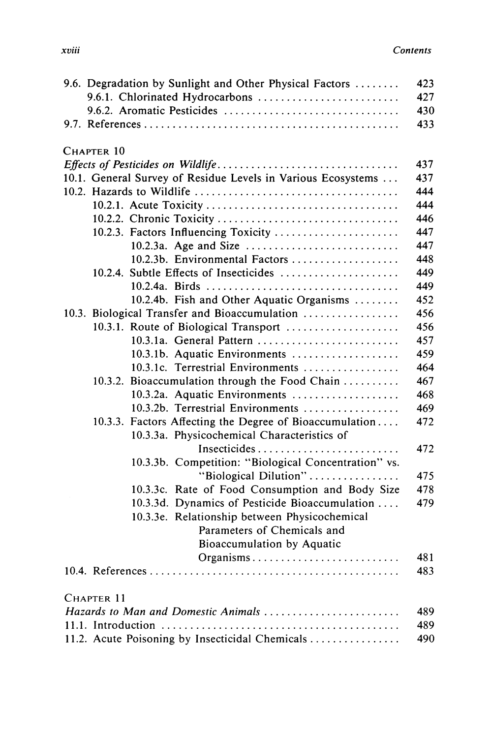| | |
|---|---|
| 9.6. Degradation by Sunlight and Other Physical Factors | 423 |
| 9.6.1. Chlorinated Hydrocarbons | 427 |
| 9.6.2. Aromatic Pesticides | 430 |
| 9.7. References | 433 |

CHAPTER 10

| | |
|---|---|
| *Effects of Pesticides on Wildlife* | 437 |
| 10.1. General Survey of Residue Levels in Various Ecosystems | 437 |
| 10.2. Hazards to Wildlife | 444 |
| 10.2.1. Acute Toxicity | 444 |
| 10.2.2. Chronic Toxicity | 446 |
| 10.2.3. Factors Influencing Toxicity | 447 |
| 10.2.3a. Age and Size | 447 |
| 10.2.3b. Environmental Factors | 448 |
| 10.2.4. Subtle Effects of Insecticides | 449 |
| 10.2.4a. Birds | 449 |
| 10.2.4b. Fish and Other Aquatic Organisms | 452 |
| 10.3. Biological Transfer and Bioaccumulation | 456 |
| 10.3.1. Route of Biological Transport | 456 |
| 10.3.1a. General Pattern | 457 |
| 10.3.1b. Aquatic Environments | 459 |
| 10.3.1c. Terrestrial Environments | 464 |
| 10.3.2. Bioaccumulation through the Food Chain | 467 |
| 10.3.2a. Aquatic Environments | 468 |
| 10.3.2b. Terrestrial Environments | 469 |
| 10.3.3. Factors Affecting the Degree of Bioaccumulation | 472 |
| 10.3.3a. Physicochemical Characteristics of Insecticides | 472 |
| 10.3.3b. Competition: "Biological Concentration" vs. "Biological Dilution" | 475 |
| 10.3.3c. Rate of Food Consumption and Body Size | 478 |
| 10.3.3d. Dynamics of Pesticide Bioaccumulation | 479 |
| 10.3.3e. Relationship between Physicochemical Parameters of Chemicals and Bioaccumulation by Aquatic Organisms | 481 |
| 10.4. References | 483 |

CHAPTER 11

| | |
|---|---|
| *Hazards to Man and Domestic Animals* | 489 |
| 11.1. Introduction | 489 |
| 11.2. Acute Poisoning by Insecticidal Chemicals | 490 |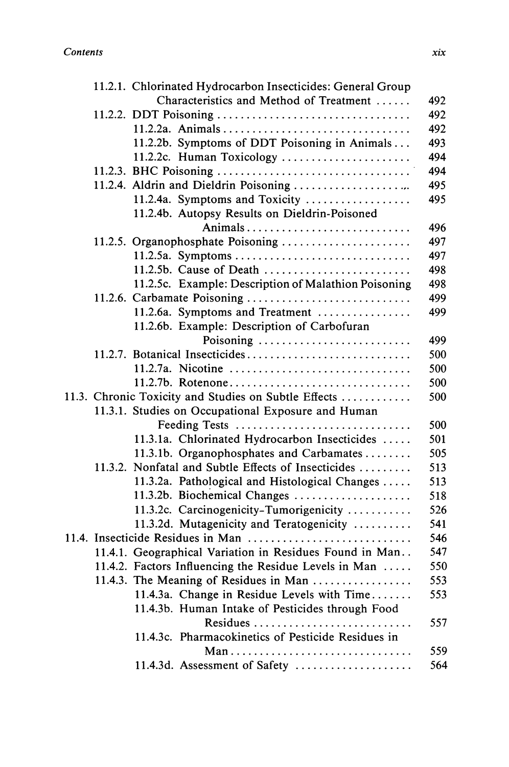11.2.1. Chlorinated Hydrocarbon Insecticides: General Group Characteristics and Method of Treatment ...... 492

11.2.2. DDT Poisoning ................................ 492

11.2.2a. Animals ................................ 492

11.2.2b. Symptoms of DDT Poisoning in Animals ... 493

11.2.2c. Human Toxicology ...................... 494

11.2.3. BHC Poisoning ................................ 494

11.2.4. Aldrin and Dieldrin Poisoning ..................... 495

11.2.4a. Symptoms and Toxicity .................. 495

11.2.4b. Autopsy Results on Dieldrin-Poisoned Animals ............................ 496

11.2.5. Organophosphate Poisoning ...................... 497

11.2.5a. Symptoms .............................. 497

11.2.5b. Cause of Death ......................... 498

11.2.5c. Example: Description of Malathion Poisoning 498

11.2.6. Carbamate Poisoning ............................ 499

11.2.6a. Symptoms and Treatment ................ 499

11.2.6b. Example: Description of Carbofuran Poisoning .......................... 499

11.2.7. Botanical Insecticides ............................ 500

11.2.7a. Nicotine ............................... 500

11.2.7b. Rotenone ............................... 500

11.3. Chronic Toxicity and Studies on Subtle Effects ............ 500

11.3.1. Studies on Occupational Exposure and Human Feeding Tests ............................. 500

11.3.1a. Chlorinated Hydrocarbon Insecticides ..... 501

11.3.1b. Organophosphates and Carbamates ........ 505

11.3.2. Nonfatal and Subtle Effects of Insecticides ......... 513

11.3.2a. Pathological and Histological Changes ..... 513

11.3.2b. Biochemical Changes .................... 518

11.3.2c. Carcinogenicity-Tumorigenicity ........... 526

11.3.2d. Mutagenicity and Teratogenicity .......... 541

11.4. Insecticide Residues in Man ............................ 546

11.4.1. Geographical Variation in Residues Found in Man .. 547

11.4.2. Factors Influencing the Residue Levels in Man ..... 550

11.4.3. The Meaning of Residues in Man ................. 553

11.4.3a. Change in Residue Levels with Time ....... 553

11.4.3b. Human Intake of Pesticides through Food Residues ........................... 557

11.4.3c. Pharmacokinetics of Pesticide Residues in Man ............................... 559

11.4.3d. Assessment of Safety .................... 564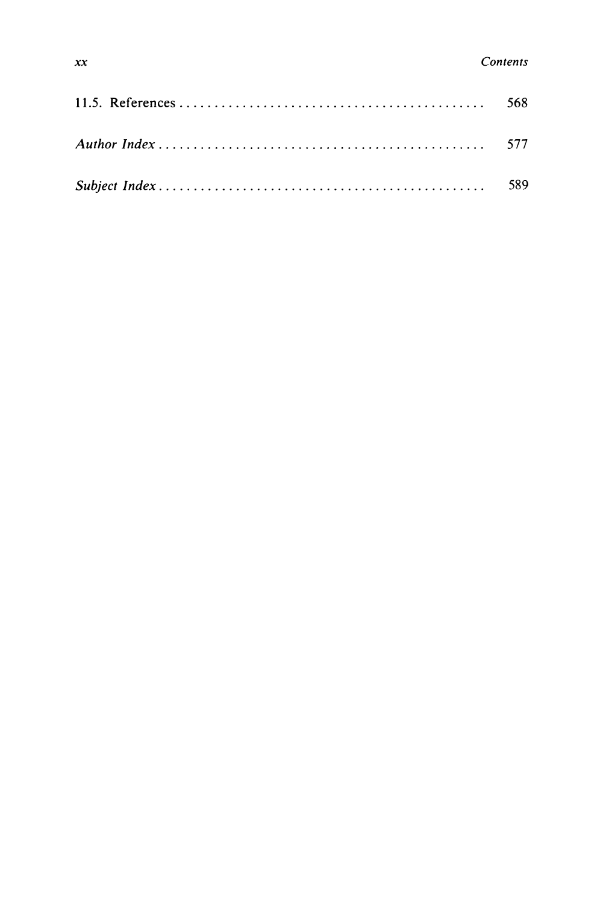11.5. References . . . . . . . . . . . . . . . . . . . . . . . . . . . . . . . . . . . . . . . . . . . 568

*Author Index* . . . . . . . . . . . . . . . . . . . . . . . . . . . . . . . . . . . . . . . . . . . . 577

*Subject Index* . . . . . . . . . . . . . . . . . . . . . . . . . . . . . . . . . . . . . . . . . . . . 589